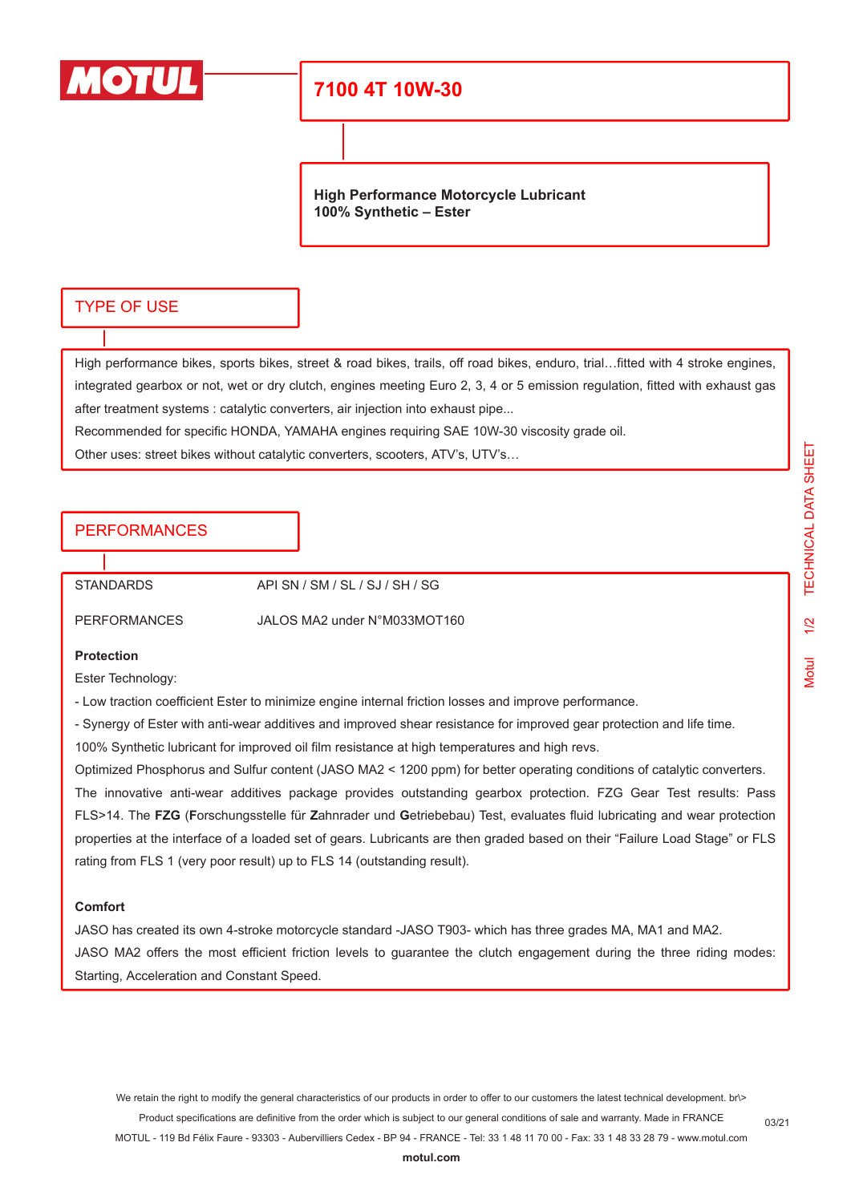# MOTUL

# 7100 4T 10W-30

**High Performance Motorcycle Lubricant**
**100% Synthetic – Ester**

## TYPE OF USE

High performance bikes, sports bikes, street & road bikes, trails, off road bikes, enduro, trial…fitted with 4 stroke engines, integrated gearbox or not, wet or dry clutch, engines meeting Euro 2, 3, 4 or 5 emission regulation, fitted with exhaust gas after treatment systems : catalytic converters, air injection into exhaust pipe...

Recommended for specific HONDA, YAMAHA engines requiring SAE 10W-30 viscosity grade oil.

Other uses: street bikes without catalytic converters, scooters, ATV's, UTV's…

## PERFORMANCES

| | |
|---|---|
| STANDARDS | API SN / SM / SL / SJ / SH / SG |
| PERFORMANCES | JALOS MA2 under N°M033MOT160 |

**Protection**

Ester Technology:

- Low traction coefficient Ester to minimize engine internal friction losses and improve performance.
- Synergy of Ester with anti-wear additives and improved shear resistance for improved gear protection and life time.

100% Synthetic lubricant for improved oil film resistance at high temperatures and high revs.

Optimized Phosphorus and Sulfur content (JASO MA2 < 1200 ppm) for better operating conditions of catalytic converters.

The innovative anti-wear additives package provides outstanding gearbox protection. FZG Gear Test results: Pass FLS>14. The **FZG** (**F**orschungsstelle für **Z**ahnrader und **G**etriebebau) Test, evaluates fluid lubricating and wear protection properties at the interface of a loaded set of gears. Lubricants are then graded based on their "Failure Load Stage" or FLS rating from FLS 1 (very poor result) up to FLS 14 (outstanding result).

**Comfort**

JASO has created its own 4-stroke motorcycle standard -JASO T903- which has three grades MA, MA1 and MA2.

JASO MA2 offers the most efficient friction levels to guarantee the clutch engagement during the three riding modes: Starting, Acceleration and Constant Speed.

We retain the right to modify the general characteristics of our products in order to offer to our customers the latest technical development. br\>
Product specifications are definitive from the order which is subject to our general conditions of sale and warranty. Made in FRANCE
MOTUL - 119 Bd Félix Faure - 93303 - Aubervilliers Cedex - BP 94 - FRANCE - Tel: 33 1 48 11 70 00 - Fax: 33 1 48 33 28 79 - www.motul.com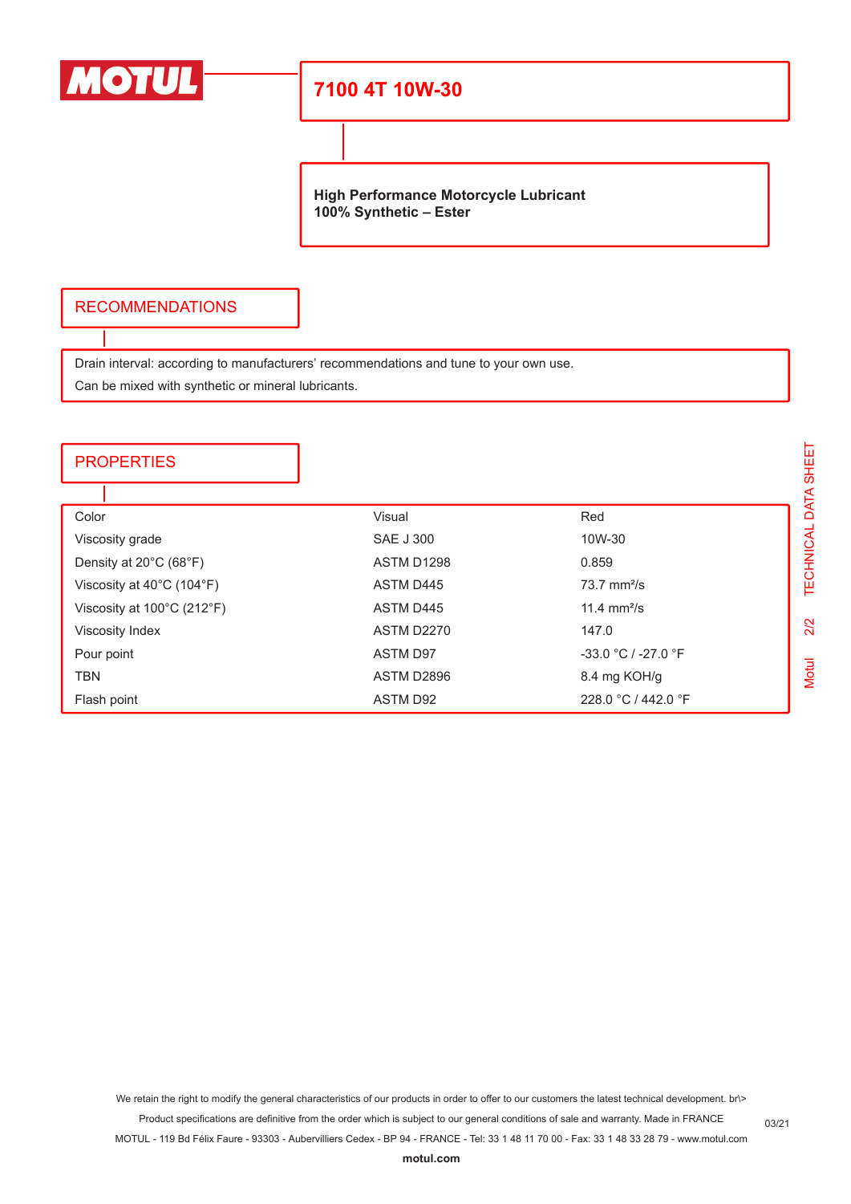# 7100 4T 10W-30

**High Performance Motorcycle Lubricant**
**100% Synthetic – Ester**

## RECOMMENDATIONS

Drain interval: according to manufacturers' recommendations and tune to your own use.

Can be mixed with synthetic or mineral lubricants.

## PROPERTIES

| | | |
|---|---|---|
| Color | Visual | Red |
| Viscosity grade | SAE J 300 | 10W-30 |
| Density at 20°C (68°F) | ASTM D1298 | 0.859 |
| Viscosity at 40°C (104°F) | ASTM D445 | 73.7 mm²/s |
| Viscosity at 100°C (212°F) | ASTM D445 | 11.4 mm²/s |
| Viscosity Index | ASTM D2270 | 147.0 |
| Pour point | ASTM D97 | -33.0 °C / -27.0 °F |
| TBN | ASTM D2896 | 8.4 mg KOH/g |
| Flash point | ASTM D92 | 228.0 °C / 442.0 °F |

We retain the right to modify the general characteristics of our products in order to offer to our customers the latest technical development. br\>
Product specifications are definitive from the order which is subject to our general conditions of sale and warranty. Made in FRANCE
MOTUL - 119 Bd Félix Faure - 93303 - Aubervilliers Cedex - BP 94 - FRANCE - Tel: 33 1 48 11 70 00 - Fax: 33 1 48 33 28 79 - www.motul.com

03/21

**motul.com**